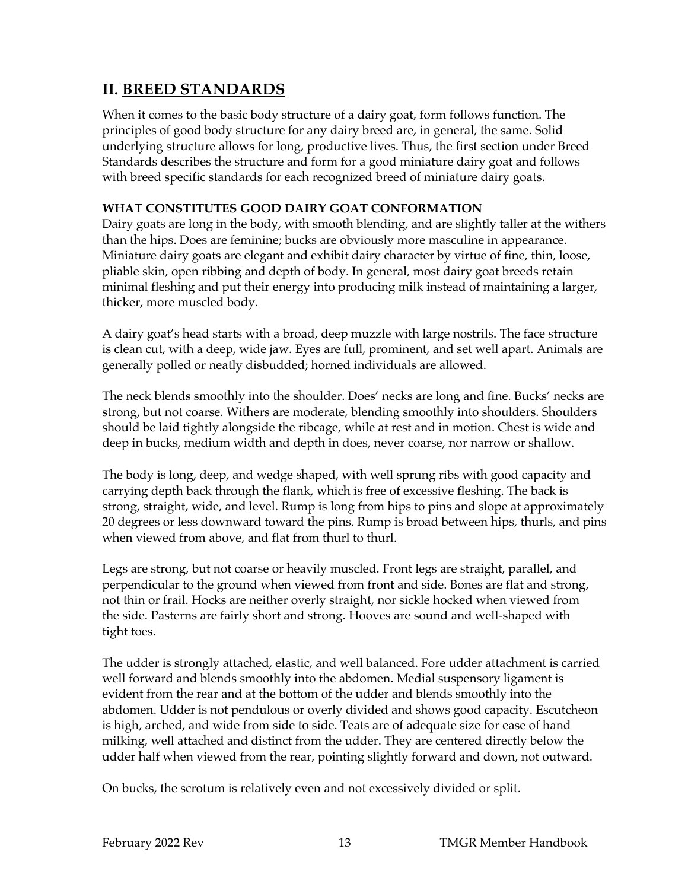## II. BREED STANDARDS

When it comes to the basic body structure of a dairy goat, form follows function. The principles of good body structure for any dairy breed are, in general, the same. Solid underlying structure allows for long, productive lives. Thus, the first section under Breed Standards describes the structure and form for a good miniature dairy goat and follows with breed specific standards for each recognized breed of miniature dairy goats.

### WHAT CONSTITUTES GOOD DAIRY GOAT CONFORMATION

Dairy goats are long in the body, with smooth blending, and are slightly taller at the withers than the hips. Does are feminine; bucks are obviously more masculine in appearance. Miniature dairy goats are elegant and exhibit dairy character by virtue of fine, thin, loose, pliable skin, open ribbing and depth of body. In general, most dairy goat breeds retain minimal fleshing and put their energy into producing milk instead of maintaining a larger, thicker, more muscled body.

A dairy goat's head starts with a broad, deep muzzle with large nostrils. The face structure is clean cut, with a deep, wide jaw. Eyes are full, prominent, and set well apart. Animals are generally polled or neatly disbudded; horned individuals are allowed.

The neck blends smoothly into the shoulder. Does' necks are long and fine. Bucks' necks are strong, but not coarse. Withers are moderate, blending smoothly into shoulders. Shoulders should be laid tightly alongside the ribcage, while at rest and in motion. Chest is wide and deep in bucks, medium width and depth in does, never coarse, nor narrow or shallow.

The body is long, deep, and wedge shaped, with well sprung ribs with good capacity and carrying depth back through the flank, which is free of excessive fleshing. The back is strong, straight, wide, and level. Rump is long from hips to pins and slope at approximately 20 degrees or less downward toward the pins. Rump is broad between hips, thurls, and pins when viewed from above, and flat from thurl to thurl.

Legs are strong, but not coarse or heavily muscled. Front legs are straight, parallel, and perpendicular to the ground when viewed from front and side. Bones are flat and strong, not thin or frail. Hocks are neither overly straight, nor sickle hocked when viewed from the side. Pasterns are fairly short and strong. Hooves are sound and well-shaped with tight toes.

The udder is strongly attached, elastic, and well balanced. Fore udder attachment is carried well forward and blends smoothly into the abdomen. Medial suspensory ligament is evident from the rear and at the bottom of the udder and blends smoothly into the abdomen. Udder is not pendulous or overly divided and shows good capacity. Escutcheon is high, arched, and wide from side to side. Teats are of adequate size for ease of hand milking, well attached and distinct from the udder. They are centered directly below the udder half when viewed from the rear, pointing slightly forward and down, not outward.

On bucks, the scrotum is relatively even and not excessively divided or split.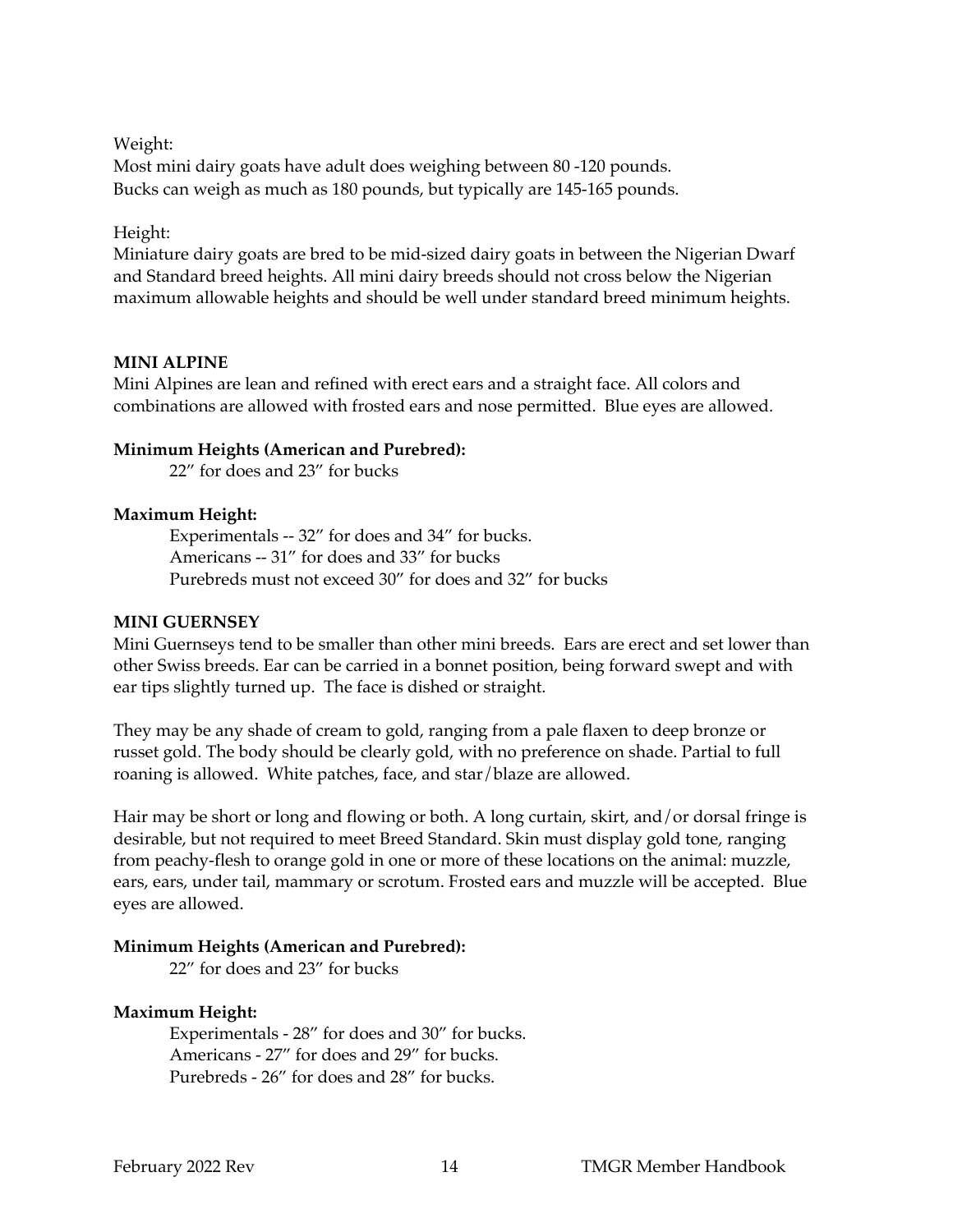Weight:
Most mini dairy goats have adult does weighing between 80 -120 pounds.
Bucks can weigh as much as 180 pounds, but typically are 145-165 pounds.

Height:
Miniature dairy goats are bred to be mid-sized dairy goats in between the Nigerian Dwarf and Standard breed heights. All mini dairy breeds should not cross below the Nigerian maximum allowable heights and should be well under standard breed minimum heights.

**MINI ALPINE**

Mini Alpines are lean and refined with erect ears and a straight face. All colors and combinations are allowed with frosted ears and nose permitted. Blue eyes are allowed.

**Minimum Heights (American and Purebred):**

22" for does and 23" for bucks

**Maximum Height:**

Experimentals -- 32" for does and 34" for bucks.
Americans -- 31" for does and 33" for bucks
Purebreds must not exceed 30" for does and 32" for bucks

**MINI GUERNSEY**

Mini Guernseys tend to be smaller than other mini breeds. Ears are erect and set lower than other Swiss breeds. Ear can be carried in a bonnet position, being forward swept and with ear tips slightly turned up. The face is dished or straight.

They may be any shade of cream to gold, ranging from a pale flaxen to deep bronze or russet gold. The body should be clearly gold, with no preference on shade. Partial to full roaning is allowed. White patches, face, and star/blaze are allowed.

Hair may be short or long and flowing or both. A long curtain, skirt, and/or dorsal fringe is desirable, but not required to meet Breed Standard. Skin must display gold tone, ranging from peachy-flesh to orange gold in one or more of these locations on the animal: muzzle, ears, ears, under tail, mammary or scrotum. Frosted ears and muzzle will be accepted. Blue eyes are allowed.

**Minimum Heights (American and Purebred):**

22" for does and 23" for bucks

**Maximum Height:**

Experimentals - 28" for does and 30" for bucks.
Americans - 27" for does and 29" for bucks.
Purebreds - 26" for does and 28" for bucks.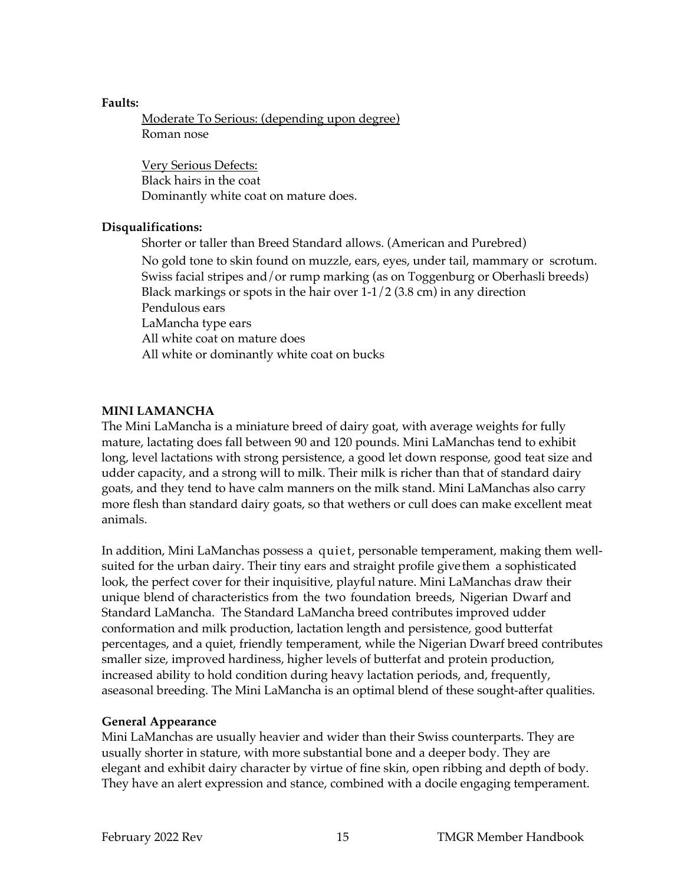**Faults:**

<u>Moderate To Serious: (depending upon degree)</u>
Roman nose

<u>Very Serious Defects:</u>
Black hairs in the coat
Dominantly white coat on mature does.

**Disqualifications:**

Shorter or taller than Breed Standard allows. (American and Purebred)
No gold tone to skin found on muzzle, ears, eyes, under tail, mammary or scrotum.
Swiss facial stripes and/or rump marking (as on Toggenburg or Oberhasli breeds)
Black markings or spots in the hair over 1-1/2 (3.8 cm) in any direction
Pendulous ears
LaMancha type ears
All white coat on mature does
All white or dominantly white coat on bucks

**MINI LAMANCHA**

The Mini LaMancha is a miniature breed of dairy goat, with average weights for fully mature, lactating does fall between 90 and 120 pounds. Mini LaManchas tend to exhibit long, level lactations with strong persistence, a good let down response, good teat size and udder capacity, and a strong will to milk. Their milk is richer than that of standard dairy goats, and they tend to have calm manners on the milk stand. Mini LaManchas also carry more flesh than standard dairy goats, so that wethers or cull does can make excellent meat animals.

In addition, Mini LaManchas possess a quiet, personable temperament, making them well-suited for the urban dairy. Their tiny ears and straight profile give them a sophisticated look, the perfect cover for their inquisitive, playful nature. Mini LaManchas draw their unique blend of characteristics from the two foundation breeds, Nigerian Dwarf and Standard LaMancha. The Standard LaMancha breed contributes improved udder conformation and milk production, lactation length and persistence, good butterfat percentages, and a quiet, friendly temperament, while the Nigerian Dwarf breed contributes smaller size, improved hardiness, higher levels of butterfat and protein production, increased ability to hold condition during heavy lactation periods, and, frequently, aseasonal breeding. The Mini LaMancha is an optimal blend of these sought-after qualities.

**General Appearance**

Mini LaManchas are usually heavier and wider than their Swiss counterparts. They are usually shorter in stature, with more substantial bone and a deeper body. They are elegant and exhibit dairy character by virtue of fine skin, open ribbing and depth of body. They have an alert expression and stance, combined with a docile engaging temperament.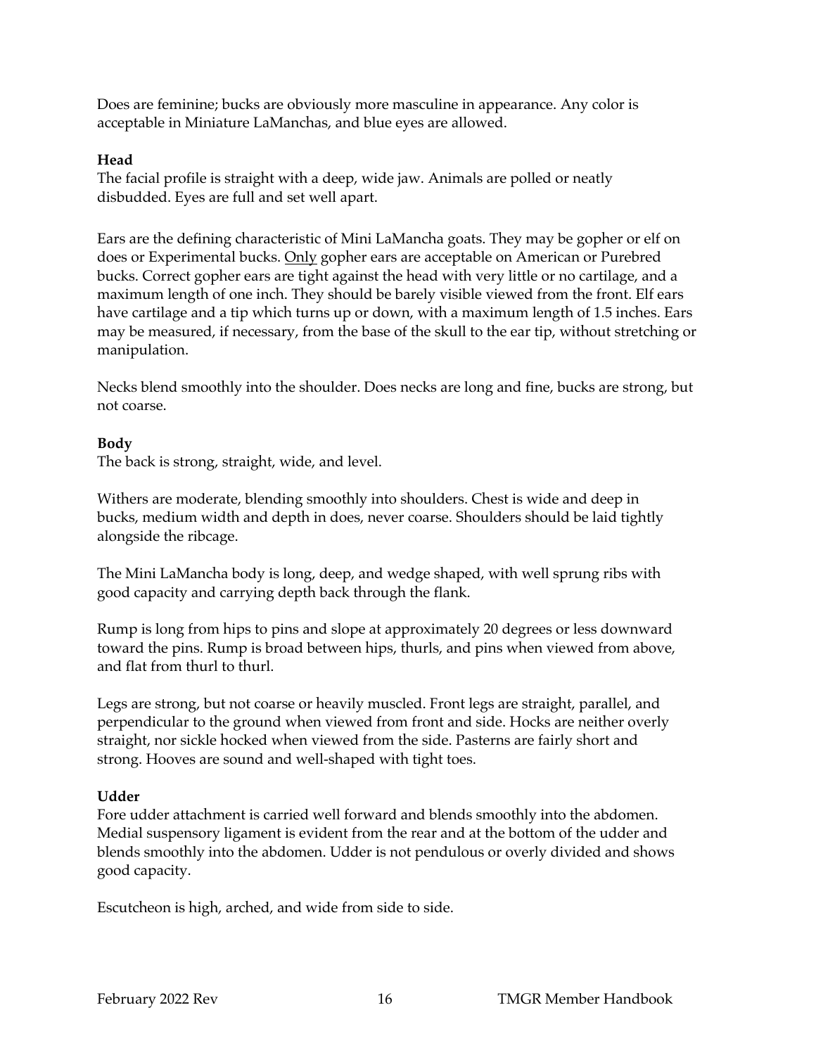Does are feminine; bucks are obviously more masculine in appearance. Any color is acceptable in Miniature LaManchas, and blue eyes are allowed.

### Head

The facial profile is straight with a deep, wide jaw. Animals are polled or neatly disbudded. Eyes are full and set well apart.

Ears are the defining characteristic of Mini LaMancha goats. They may be gopher or elf on does or Experimental bucks. <u>Only</u> gopher ears are acceptable on American or Purebred bucks. Correct gopher ears are tight against the head with very little or no cartilage, and a maximum length of one inch. They should be barely visible viewed from the front. Elf ears have cartilage and a tip which turns up or down, with a maximum length of 1.5 inches. Ears may be measured, if necessary, from the base of the skull to the ear tip, without stretching or manipulation.

Necks blend smoothly into the shoulder. Does necks are long and fine, bucks are strong, but not coarse.

### Body

The back is strong, straight, wide, and level.

Withers are moderate, blending smoothly into shoulders. Chest is wide and deep in bucks, medium width and depth in does, never coarse. Shoulders should be laid tightly alongside the ribcage.

The Mini LaMancha body is long, deep, and wedge shaped, with well sprung ribs with good capacity and carrying depth back through the flank.

Rump is long from hips to pins and slope at approximately 20 degrees or less downward toward the pins. Rump is broad between hips, thurls, and pins when viewed from above, and flat from thurl to thurl.

Legs are strong, but not coarse or heavily muscled. Front legs are straight, parallel, and perpendicular to the ground when viewed from front and side. Hocks are neither overly straight, nor sickle hocked when viewed from the side. Pasterns are fairly short and strong. Hooves are sound and well-shaped with tight toes.

### Udder

Fore udder attachment is carried well forward and blends smoothly into the abdomen. Medial suspensory ligament is evident from the rear and at the bottom of the udder and blends smoothly into the abdomen. Udder is not pendulous or overly divided and shows good capacity.

Escutcheon is high, arched, and wide from side to side.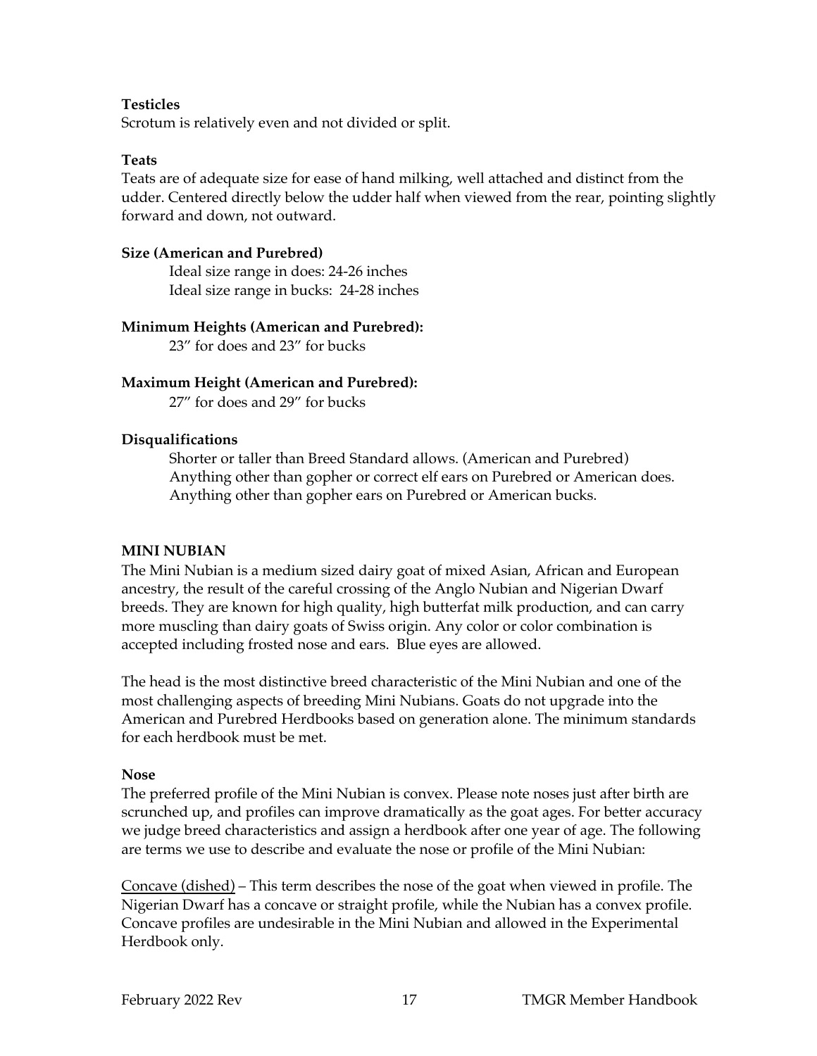**Testicles**

Scrotum is relatively even and not divided or split.

**Teats**

Teats are of adequate size for ease of hand milking, well attached and distinct from the udder. Centered directly below the udder half when viewed from the rear, pointing slightly forward and down, not outward.

**Size (American and Purebred)**

Ideal size range in does: 24-26 inches
Ideal size range in bucks: 24-28 inches

**Minimum Heights (American and Purebred):**

23" for does and 23" for bucks

**Maximum Height (American and Purebred):**

27" for does and 29" for bucks

**Disqualifications**

Shorter or taller than Breed Standard allows. (American and Purebred)
Anything other than gopher or correct elf ears on Purebred or American does.
Anything other than gopher ears on Purebred or American bucks.

## MINI NUBIAN

The Mini Nubian is a medium sized dairy goat of mixed Asian, African and European ancestry, the result of the careful crossing of the Anglo Nubian and Nigerian Dwarf breeds. They are known for high quality, high butterfat milk production, and can carry more muscling than dairy goats of Swiss origin. Any color or color combination is accepted including frosted nose and ears. Blue eyes are allowed.

The head is the most distinctive breed characteristic of the Mini Nubian and one of the most challenging aspects of breeding Mini Nubians. Goats do not upgrade into the American and Purebred Herdbooks based on generation alone. The minimum standards for each herdbook must be met.

**Nose**

The preferred profile of the Mini Nubian is convex. Please note noses just after birth are scrunched up, and profiles can improve dramatically as the goat ages. For better accuracy we judge breed characteristics and assign a herdbook after one year of age. The following are terms we use to describe and evaluate the nose or profile of the Mini Nubian:

<u>Concave (dished)</u> – This term describes the nose of the goat when viewed in profile. The Nigerian Dwarf has a concave or straight profile, while the Nubian has a convex profile. Concave profiles are undesirable in the Mini Nubian and allowed in the Experimental Herdbook only.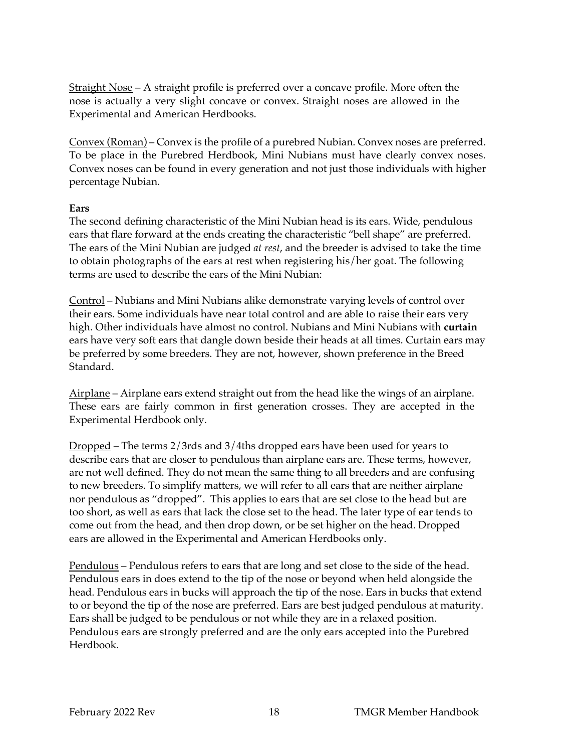Straight Nose – A straight profile is preferred over a concave profile. More often the nose is actually a very slight concave or convex. Straight noses are allowed in the Experimental and American Herdbooks.

Convex (Roman) – Convex is the profile of a purebred Nubian. Convex noses are preferred. To be place in the Purebred Herdbook, Mini Nubians must have clearly convex noses. Convex noses can be found in every generation and not just those individuals with higher percentage Nubian.

**Ears**

The second defining characteristic of the Mini Nubian head is its ears. Wide, pendulous ears that flare forward at the ends creating the characteristic "bell shape" are preferred. The ears of the Mini Nubian are judged *at rest*, and the breeder is advised to take the time to obtain photographs of the ears at rest when registering his/her goat. The following terms are used to describe the ears of the Mini Nubian:

Control – Nubians and Mini Nubians alike demonstrate varying levels of control over their ears. Some individuals have near total control and are able to raise their ears very high. Other individuals have almost no control. Nubians and Mini Nubians with **curtain** ears have very soft ears that dangle down beside their heads at all times. Curtain ears may be preferred by some breeders. They are not, however, shown preference in the Breed Standard.

Airplane – Airplane ears extend straight out from the head like the wings of an airplane. These ears are fairly common in first generation crosses. They are accepted in the Experimental Herdbook only.

Dropped – The terms 2/3rds and 3/4ths dropped ears have been used for years to describe ears that are closer to pendulous than airplane ears are. These terms, however, are not well defined. They do not mean the same thing to all breeders and are confusing to new breeders. To simplify matters, we will refer to all ears that are neither airplane nor pendulous as "dropped". This applies to ears that are set close to the head but are too short, as well as ears that lack the close set to the head. The later type of ear tends to come out from the head, and then drop down, or be set higher on the head. Dropped ears are allowed in the Experimental and American Herdbooks only.

Pendulous – Pendulous refers to ears that are long and set close to the side of the head. Pendulous ears in does extend to the tip of the nose or beyond when held alongside the head. Pendulous ears in bucks will approach the tip of the nose. Ears in bucks that extend to or beyond the tip of the nose are preferred. Ears are best judged pendulous at maturity. Ears shall be judged to be pendulous or not while they are in a relaxed position. Pendulous ears are strongly preferred and are the only ears accepted into the Purebred Herdbook.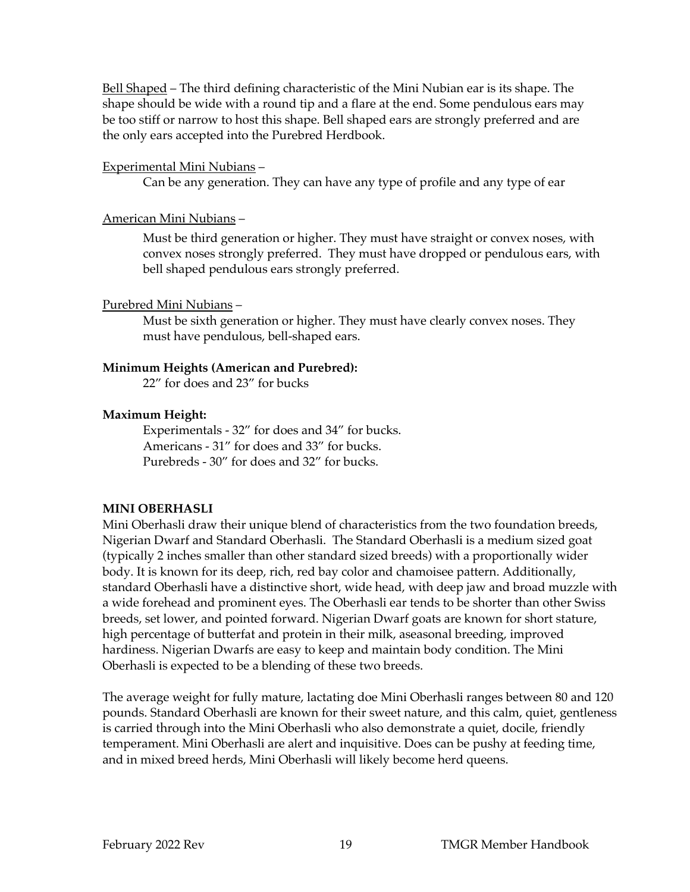<u>Bell Shaped</u> – The third defining characteristic of the Mini Nubian ear is its shape. The shape should be wide with a round tip and a flare at the end. Some pendulous ears may be too stiff or narrow to host this shape. Bell shaped ears are strongly preferred and are the only ears accepted into the Purebred Herdbook.

<u>Experimental Mini Nubians</u> –

Can be any generation. They can have any type of profile and any type of ear

<u>American Mini Nubians</u> –

Must be third generation or higher. They must have straight or convex noses, with convex noses strongly preferred. They must have dropped or pendulous ears, with bell shaped pendulous ears strongly preferred.

<u>Purebred Mini Nubians</u> –

Must be sixth generation or higher. They must have clearly convex noses. They must have pendulous, bell-shaped ears.

**Minimum Heights (American and Purebred):**

22" for does and 23" for bucks

**Maximum Height:**

Experimentals - 32" for does and 34" for bucks.
Americans - 31" for does and 33" for bucks.
Purebreds - 30" for does and 32" for bucks.

## MINI OBERHASLI

Mini Oberhasli draw their unique blend of characteristics from the two foundation breeds, Nigerian Dwarf and Standard Oberhasli. The Standard Oberhasli is a medium sized goat (typically 2 inches smaller than other standard sized breeds) with a proportionally wider body. It is known for its deep, rich, red bay color and chamoisee pattern. Additionally, standard Oberhasli have a distinctive short, wide head, with deep jaw and broad muzzle with a wide forehead and prominent eyes. The Oberhasli ear tends to be shorter than other Swiss breeds, set lower, and pointed forward. Nigerian Dwarf goats are known for short stature, high percentage of butterfat and protein in their milk, aseasonal breeding, improved hardiness. Nigerian Dwarfs are easy to keep and maintain body condition. The Mini Oberhasli is expected to be a blending of these two breeds.

The average weight for fully mature, lactating doe Mini Oberhasli ranges between 80 and 120 pounds. Standard Oberhasli are known for their sweet nature, and this calm, quiet, gentleness is carried through into the Mini Oberhasli who also demonstrate a quiet, docile, friendly temperament. Mini Oberhasli are alert and inquisitive. Does can be pushy at feeding time, and in mixed breed herds, Mini Oberhasli will likely become herd queens.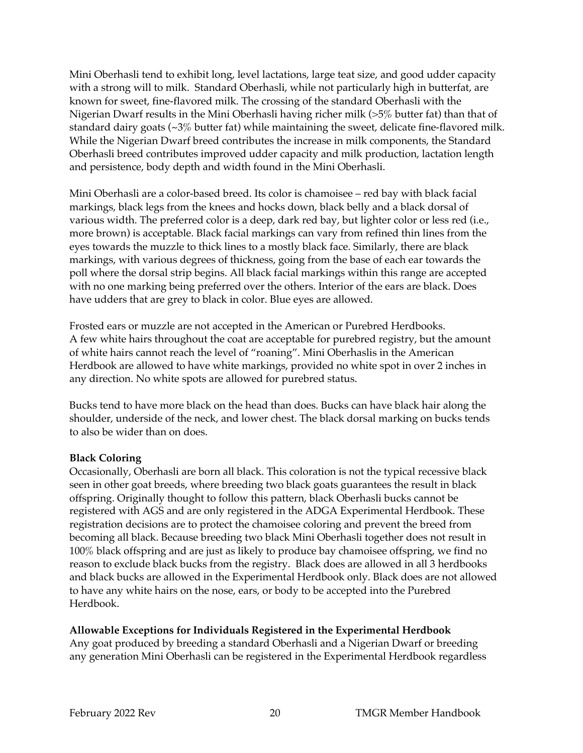Mini Oberhasli tend to exhibit long, level lactations, large teat size, and good udder capacity with a strong will to milk. Standard Oberhasli, while not particularly high in butterfat, are known for sweet, fine-flavored milk. The crossing of the standard Oberhasli with the Nigerian Dwarf results in the Mini Oberhasli having richer milk (>5% butter fat) than that of standard dairy goats (~3% butter fat) while maintaining the sweet, delicate fine-flavored milk. While the Nigerian Dwarf breed contributes the increase in milk components, the Standard Oberhasli breed contributes improved udder capacity and milk production, lactation length and persistence, body depth and width found in the Mini Oberhasli.

Mini Oberhasli are a color-based breed. Its color is chamoisee – red bay with black facial markings, black legs from the knees and hocks down, black belly and a black dorsal of various width. The preferred color is a deep, dark red bay, but lighter color or less red (i.e., more brown) is acceptable. Black facial markings can vary from refined thin lines from the eyes towards the muzzle to thick lines to a mostly black face. Similarly, there are black markings, with various degrees of thickness, going from the base of each ear towards the poll where the dorsal strip begins. All black facial markings within this range are accepted with no one marking being preferred over the others. Interior of the ears are black. Does have udders that are grey to black in color. Blue eyes are allowed.

Frosted ears or muzzle are not accepted in the American or Purebred Herdbooks.
A few white hairs throughout the coat are acceptable for purebred registry, but the amount of white hairs cannot reach the level of "roaning". Mini Oberhaslis in the American Herdbook are allowed to have white markings, provided no white spot in over 2 inches in any direction. No white spots are allowed for purebred status.

Bucks tend to have more black on the head than does. Bucks can have black hair along the shoulder, underside of the neck, and lower chest. The black dorsal marking on bucks tends to also be wider than on does.

**Black Coloring**

Occasionally, Oberhasli are born all black. This coloration is not the typical recessive black seen in other goat breeds, where breeding two black goats guarantees the result in black offspring. Originally thought to follow this pattern, black Oberhasli bucks cannot be registered with AGS and are only registered in the ADGA Experimental Herdbook. These registration decisions are to protect the chamoisee coloring and prevent the breed from becoming all black. Because breeding two black Mini Oberhasli together does not result in 100% black offspring and are just as likely to produce bay chamoisee offspring, we find no reason to exclude black bucks from the registry. Black does are allowed in all 3 herdbooks and black bucks are allowed in the Experimental Herdbook only. Black does are not allowed to have any white hairs on the nose, ears, or body to be accepted into the Purebred Herdbook.

**Allowable Exceptions for Individuals Registered in the Experimental Herdbook**

Any goat produced by breeding a standard Oberhasli and a Nigerian Dwarf or breeding any generation Mini Oberhasli can be registered in the Experimental Herdbook regardless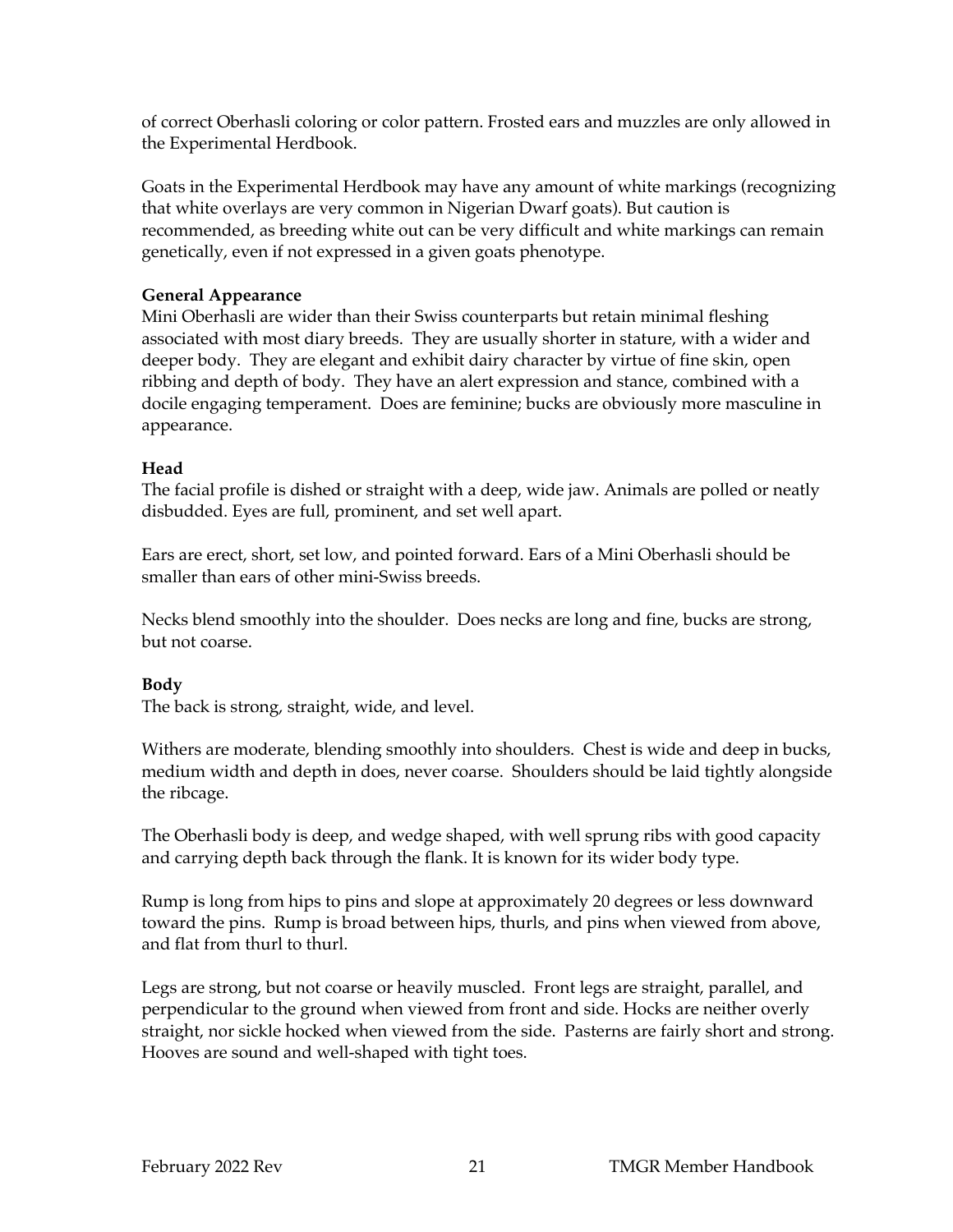of correct Oberhasli coloring or color pattern. Frosted ears and muzzles are only allowed in the Experimental Herdbook.

Goats in the Experimental Herdbook may have any amount of white markings (recognizing that white overlays are very common in Nigerian Dwarf goats). But caution is recommended, as breeding white out can be very difficult and white markings can remain genetically, even if not expressed in a given goats phenotype.

**General Appearance**

Mini Oberhasli are wider than their Swiss counterparts but retain minimal fleshing associated with most diary breeds. They are usually shorter in stature, with a wider and deeper body. They are elegant and exhibit dairy character by virtue of fine skin, open ribbing and depth of body. They have an alert expression and stance, combined with a docile engaging temperament. Does are feminine; bucks are obviously more masculine in appearance.

**Head**

The facial profile is dished or straight with a deep, wide jaw. Animals are polled or neatly disbudded. Eyes are full, prominent, and set well apart.

Ears are erect, short, set low, and pointed forward. Ears of a Mini Oberhasli should be smaller than ears of other mini-Swiss breeds.

Necks blend smoothly into the shoulder. Does necks are long and fine, bucks are strong, but not coarse.

**Body**

The back is strong, straight, wide, and level.

Withers are moderate, blending smoothly into shoulders. Chest is wide and deep in bucks, medium width and depth in does, never coarse. Shoulders should be laid tightly alongside the ribcage.

The Oberhasli body is deep, and wedge shaped, with well sprung ribs with good capacity and carrying depth back through the flank. It is known for its wider body type.

Rump is long from hips to pins and slope at approximately 20 degrees or less downward toward the pins. Rump is broad between hips, thurls, and pins when viewed from above, and flat from thurl to thurl.

Legs are strong, but not coarse or heavily muscled. Front legs are straight, parallel, and perpendicular to the ground when viewed from front and side. Hocks are neither overly straight, nor sickle hocked when viewed from the side. Pasterns are fairly short and strong. Hooves are sound and well-shaped with tight toes.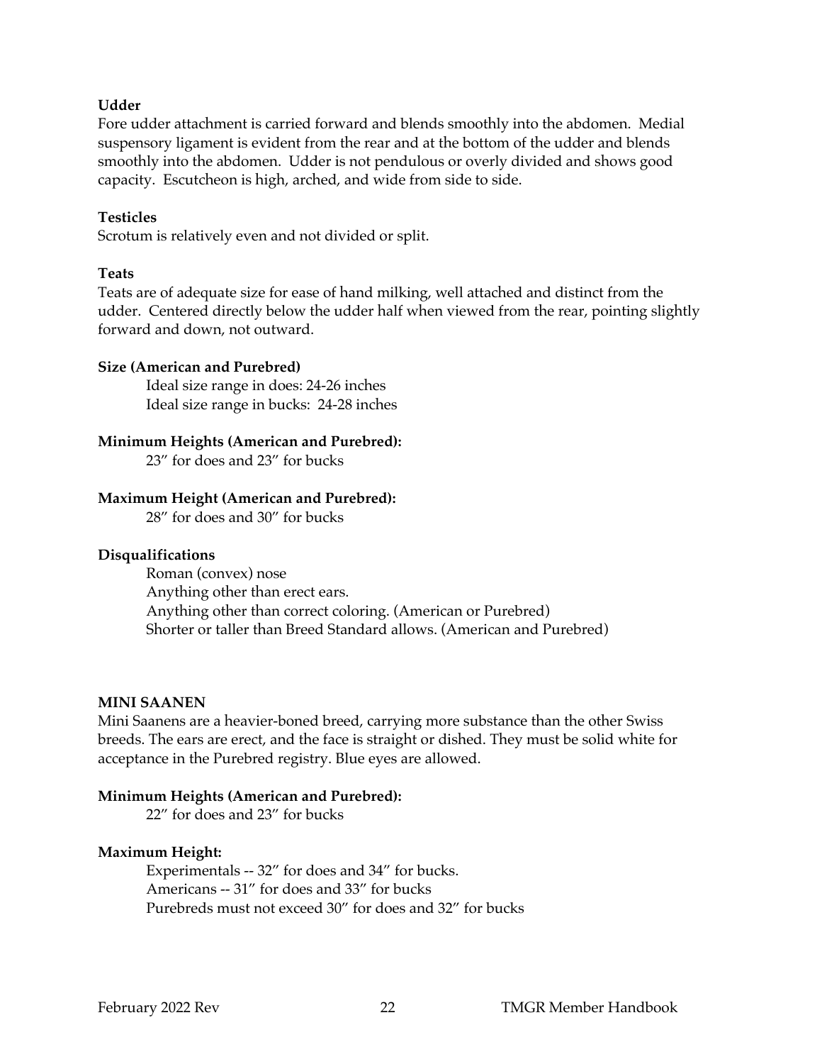**Udder**

Fore udder attachment is carried forward and blends smoothly into the abdomen. Medial suspensory ligament is evident from the rear and at the bottom of the udder and blends smoothly into the abdomen. Udder is not pendulous or overly divided and shows good capacity. Escutcheon is high, arched, and wide from side to side.

**Testicles**

Scrotum is relatively even and not divided or split.

**Teats**

Teats are of adequate size for ease of hand milking, well attached and distinct from the udder. Centered directly below the udder half when viewed from the rear, pointing slightly forward and down, not outward.

**Size (American and Purebred)**

Ideal size range in does: 24-26 inches
Ideal size range in bucks: 24-28 inches

**Minimum Heights (American and Purebred):**

23" for does and 23" for bucks

**Maximum Height (American and Purebred):**

28" for does and 30" for bucks

**Disqualifications**

Roman (convex) nose
Anything other than erect ears.
Anything other than correct coloring. (American or Purebred)
Shorter or taller than Breed Standard allows. (American and Purebred)

**MINI SAANEN**

Mini Saanens are a heavier-boned breed, carrying more substance than the other Swiss breeds. The ears are erect, and the face is straight or dished. They must be solid white for acceptance in the Purebred registry. Blue eyes are allowed.

**Minimum Heights (American and Purebred):**

22" for does and 23" for bucks

**Maximum Height:**

Experimentals -- 32" for does and 34" for bucks.
Americans -- 31" for does and 33" for bucks
Purebreds must not exceed 30" for does and 32" for bucks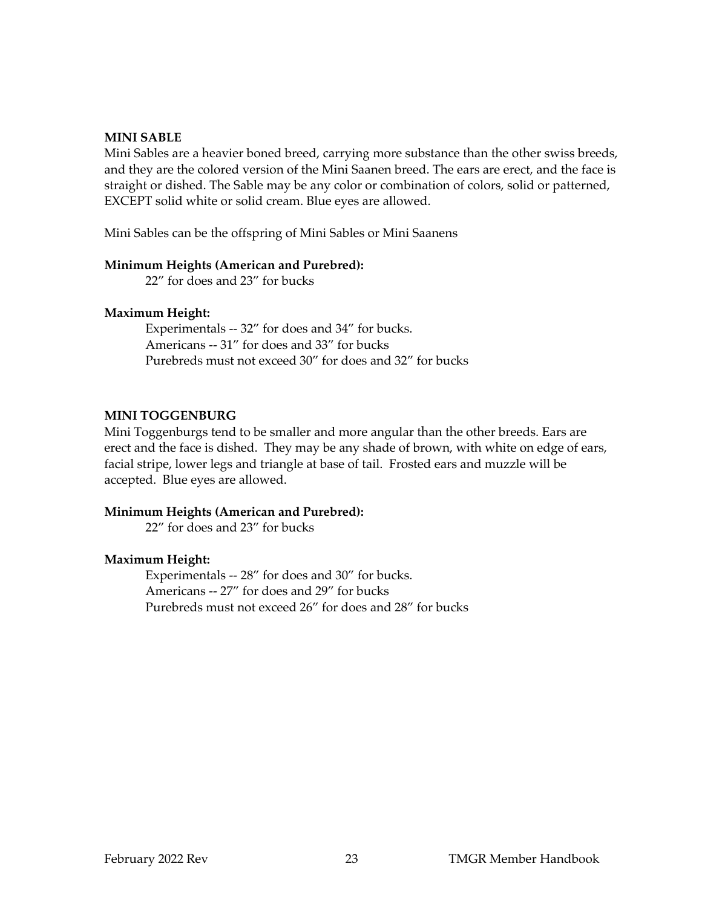**MINI SABLE**

Mini Sables are a heavier boned breed, carrying more substance than the other swiss breeds, and they are the colored version of the Mini Saanen breed. The ears are erect, and the face is straight or dished. The Sable may be any color or combination of colors, solid or patterned, EXCEPT solid white or solid cream. Blue eyes are allowed.

Mini Sables can be the offspring of Mini Sables or Mini Saanens

**Minimum Heights (American and Purebred):**

22" for does and 23" for bucks

**Maximum Height:**

Experimentals -- 32" for does and 34" for bucks.
Americans -- 31" for does and 33" for bucks
Purebreds must not exceed 30" for does and 32" for bucks

**MINI TOGGENBURG**

Mini Toggenburgs tend to be smaller and more angular than the other breeds. Ears are erect and the face is dished. They may be any shade of brown, with white on edge of ears, facial stripe, lower legs and triangle at base of tail. Frosted ears and muzzle will be accepted. Blue eyes are allowed.

**Minimum Heights (American and Purebred):**

22" for does and 23" for bucks

**Maximum Height:**

Experimentals -- 28" for does and 30" for bucks.
Americans -- 27" for does and 29" for bucks
Purebreds must not exceed 26" for does and 28" for bucks